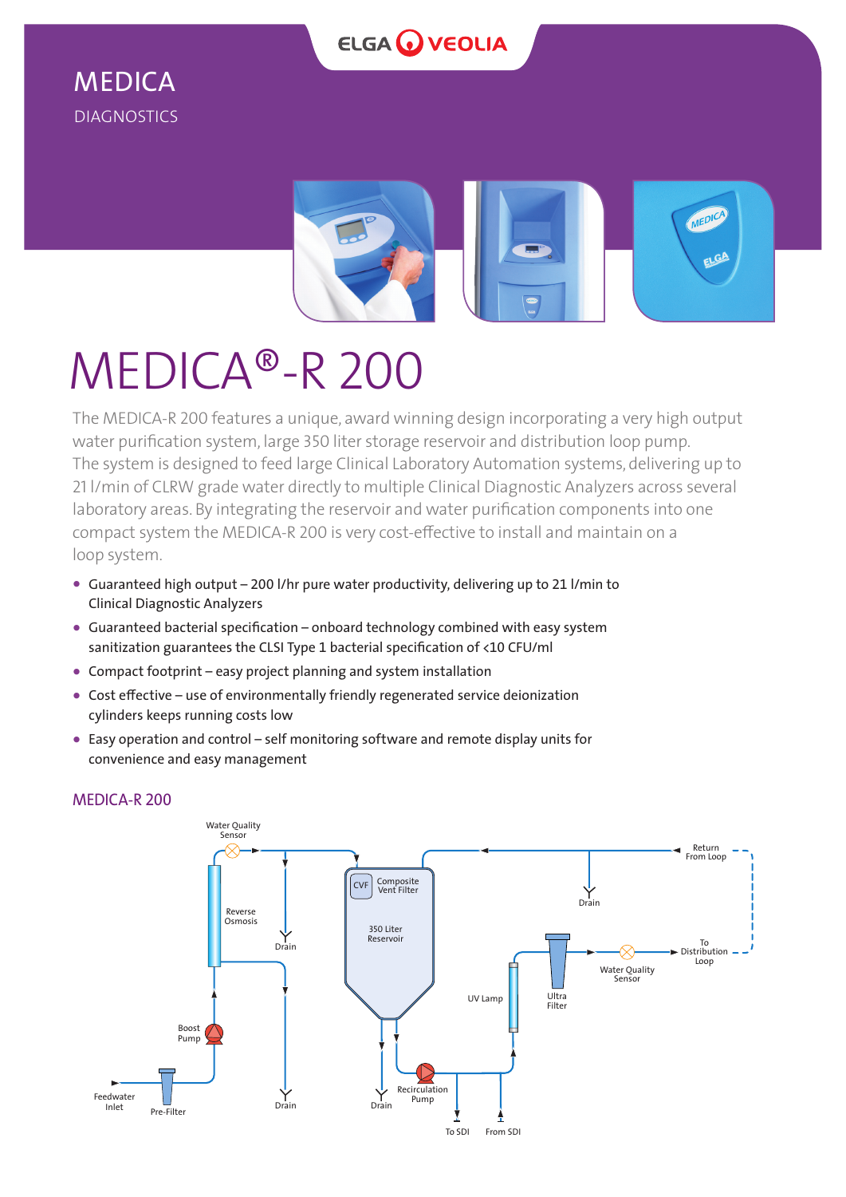MEDICA

DIAGNOSTICS

# MEDICA®-R 200

The MEDICA-R 200 features a unique, award winning design incorporating a very high output water purification system, large 350 liter storage reservoir and distribution loop pump. The system is designed to feed large Clinical Laboratory Automation systems, delivering up to 21 l/min of CLRW grade water directly to multiple Clinical Diagnostic Analyzers across several laboratory areas. By integrating the reservoir and water purification components into one compact system the MEDICA-R 200 is very cost-effective to install and maintain on a loop system.

- Guaranteed high output – 200 l/hr pure water productivity, delivering up to 21 l/min to Clinical Diagnostic Analyzers
- Guaranteed bacterial specification – onboard technology combined with easy system sanitization guarantees the CLSI Type 1 bacterial specification of <10 CFU/ml
- Compact footprint – easy project planning and system installation
- Cost effective – use of environmentally friendly regenerated service deionization cylinders keeps running costs low
- Easy operation and control – self monitoring software and remote display units for convenience and easy management

## MEDICA-R 200

Water Quality Sensor
Reverse Osmosis
Drain
Boost Pump
Feedwater Inlet
Pre-Filter
Drain
CVF Composite Vent Filter
350 Liter Reservoir
Drain
Recirculation Pump
To SDI
From SDI
UV Lamp
Ultra Filter
Water Quality Sensor
Drain
Return From Loop
To Distribution Loop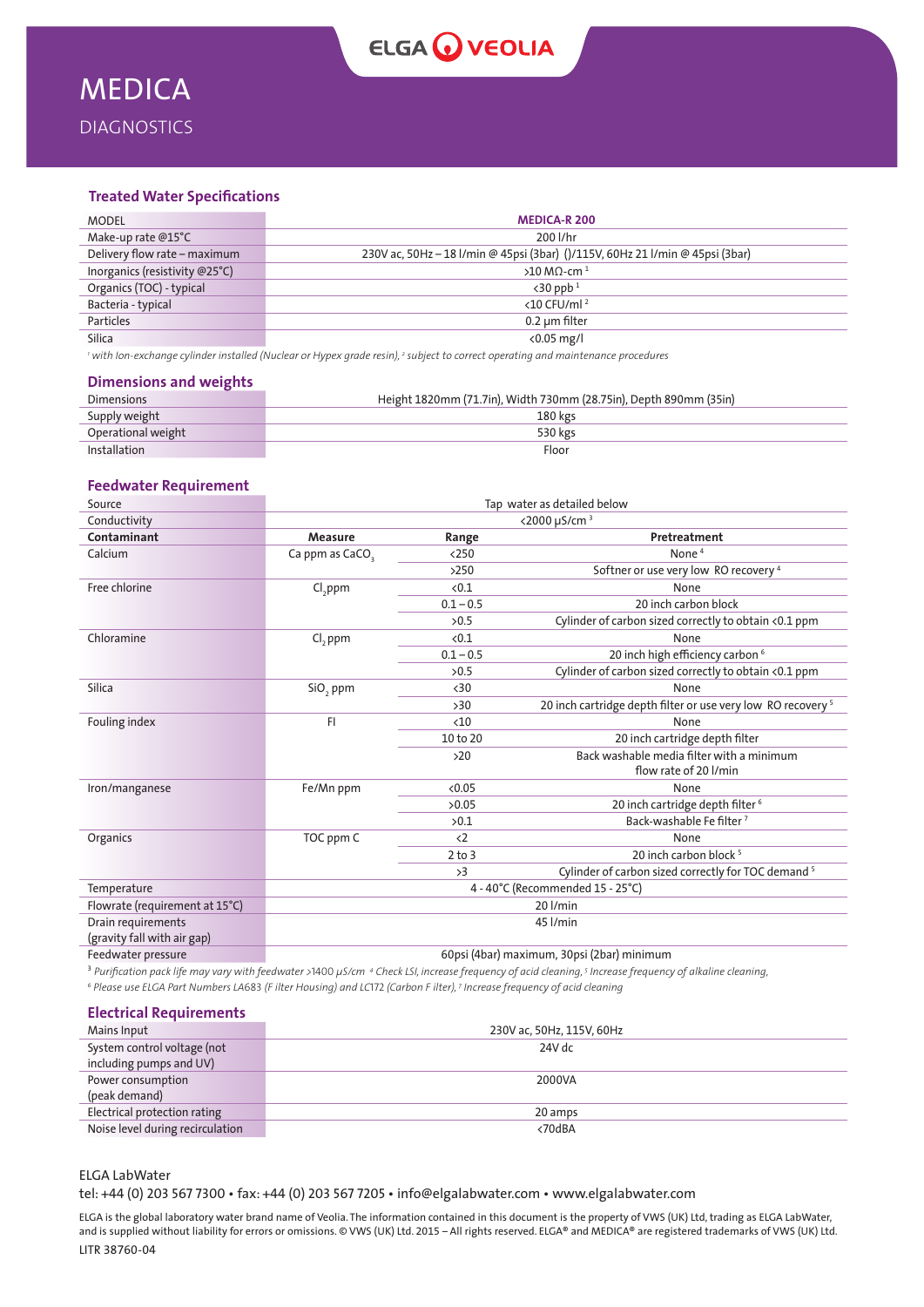# MEDICA

DIAGNOSTICS

## Treated Water Specifications

| MODEL | MEDICA-R 200 |
|---|---|
| Make-up rate @15°C | 200 l/hr |
| Delivery flow rate – maximum | 230V ac, 50Hz – 18 l/min @ 45psi (3bar) ()/115V, 60Hz 21 l/min @ 45psi (3bar) |
| Inorganics (resistivity @25°C) | >10 MΩ-cm [1] |
| Organics (TOC) - typical | <30 ppb [1] |
| Bacteria - typical | <10 CFU/ml [2] |
| Particles | 0.2 µm filter |
| Silica | <0.05 mg/l |

*[1] with Ion-exchange cylinder installed (Nuclear or Hypex grade resin), [2] subject to correct operating and maintenance procedures*

## Dimensions and weights

| | |
|---|---|
| Dimensions | Height 1820mm (71.7in), Width 730mm (28.75in), Depth 890mm (35in) |
| Supply weight | 180 kgs |
| Operational weight | 530 kgs |
| Installation | Floor |

## Feedwater Requirement

| | | | |
|---|---|---|---|
| Source | Tap water as detailed below | | |
| Conductivity | <2000 µS/cm [3] | | |
| **Contaminant** | **Measure** | **Range** | **Pretreatment** |
| Calcium | Ca ppm as $CaCO_3$ | <250 | None [4] |
| | | >250 | Softner or use very low RO recovery [4] |
| Free chlorine | $Cl_2$ ppm | <0.1 | None |
| | | 0.1 – 0.5 | 20 inch carbon block |
| | | >0.5 | Cylinder of carbon sized correctly to obtain <0.1 ppm |
| Chloramine | $Cl_2$ ppm | <0.1 | None |
| | | 0.1 – 0.5 | 20 inch high efficiency carbon [6] |
| | | >0.5 | Cylinder of carbon sized correctly to obtain <0.1 ppm |
| Silica | $SiO_2$ ppm | <30 | None |
| | | >30 | 20 inch cartridge depth filter or use very low RO recovery [5] |
| Fouling index | FI | <10 | None |
| | | 10 to 20 | 20 inch cartridge depth filter |
| | | >20 | Back washable media filter with a minimum flow rate of 20 l/min |
| Iron/manganese | Fe/Mn ppm | <0.05 | None |
| | | >0.05 | 20 inch cartridge depth filter [6] |
| | | >0.1 | Back-washable Fe filter [7] |
| Organics | TOC ppm C | <2 | None |
| | | 2 to 3 | 20 inch carbon block [5] |
| | | >3 | Cylinder of carbon sized correctly for TOC demand [5] |
| Temperature | 4 - 40°C (Recommended 15 - 25°C) | | |
| Flowrate (requirement at 15°C) | 20 l/min | | |
| Drain requirements (gravity fall with air gap) | 45 l/min | | |
| Feedwater pressure | 60psi (4bar) maximum, 30psi (2bar) minimum | | |

*[3] Purification pack life may vary with feedwater >1400 µS/cm [4] Check LSI, increase frequency of acid cleaning, [5] Increase frequency of alkaline cleaning, [6] Please use ELGA Part Numbers LA683 (Filter Housing) and LC172 (Carbon Filter), [7] Increase frequency of acid cleaning*

## Electrical Requirements

| | |
|---|---|
| Mains Input | 230V ac, 50Hz, 115V, 60Hz |
| System control voltage (not including pumps and UV) | 24V dc |
| Power consumption (peak demand) | 2000VA |
| Electrical protection rating | 20 amps |
| Noise level during recirculation | <70dBA |

ELGA LabWater

tel: +44 (0) 203 567 7300 • fax: +44 (0) 203 567 7205 • info@elgalabwater.com • www.elgalabwater.com

ELGA is the global laboratory water brand name of Veolia. The information contained in this document is the property of VWS (UK) Ltd, trading as ELGA LabWater, and is supplied without liability for errors or omissions. © VWS (UK) Ltd. 2015 – All rights reserved. ELGA® and MEDICA® are registered trademarks of VWS (UK) Ltd.

LITR 38760-04